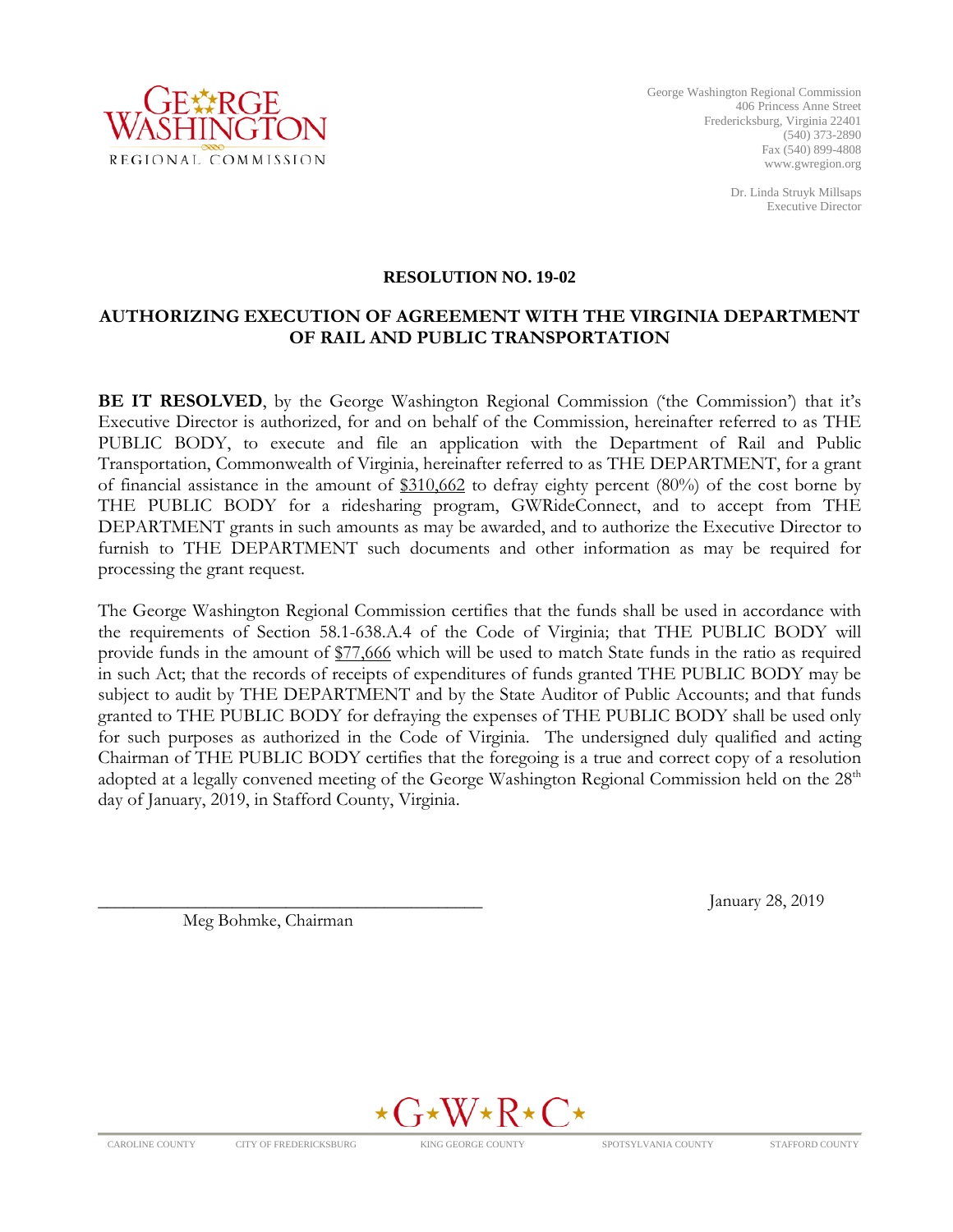George Washington Regional Commission
406 Princess Anne Street
Fredericksburg, Virginia 22401
(540) 373-2890
Fax (540) 899-4808
www.gwregion.org

Dr. Linda Struyk Millsaps
Executive Director

**RESOLUTION NO. 19-02**

**AUTHORIZING EXECUTION OF AGREEMENT WITH THE VIRGINIA DEPARTMENT OF RAIL AND PUBLIC TRANSPORTATION**

**BE IT RESOLVED**, by the George Washington Regional Commission ('the Commission') that it's Executive Director is authorized, for and on behalf of the Commission, hereinafter referred to as THE PUBLIC BODY, to execute and file an application with the Department of Rail and Public Transportation, Commonwealth of Virginia, hereinafter referred to as THE DEPARTMENT, for a grant of financial assistance in the amount of <u>$310,662</u> to defray eighty percent (80%) of the cost borne by THE PUBLIC BODY for a ridesharing program, GWRideConnect, and to accept from THE DEPARTMENT grants in such amounts as may be awarded, and to authorize the Executive Director to furnish to THE DEPARTMENT such documents and other information as may be required for processing the grant request.

The George Washington Regional Commission certifies that the funds shall be used in accordance with the requirements of Section 58.1-638.A.4 of the Code of Virginia; that THE PUBLIC BODY will provide funds in the amount of <u>$77,666</u> which will be used to match State funds in the ratio as required in such Act; that the records of receipts of expenditures of funds granted THE PUBLIC BODY may be subject to audit by THE DEPARTMENT and by the State Auditor of Public Accounts; and that funds granted to THE PUBLIC BODY for defraying the expenses of THE PUBLIC BODY shall be used only for such purposes as authorized in the Code of Virginia. The undersigned duly qualified and acting Chairman of THE PUBLIC BODY certifies that the foregoing is a true and correct copy of a resolution adopted at a legally convened meeting of the George Washington Regional Commission held on the 28th day of January, 2019, in Stafford County, Virginia.

_______________________________________

Meg Bohmke, Chairman

January 28, 2019

CAROLINE COUNTY | CITY OF FREDERICKSBURG | KING GEORGE COUNTY | SPOTSYLVANIA COUNTY | STAFFORD COUNTY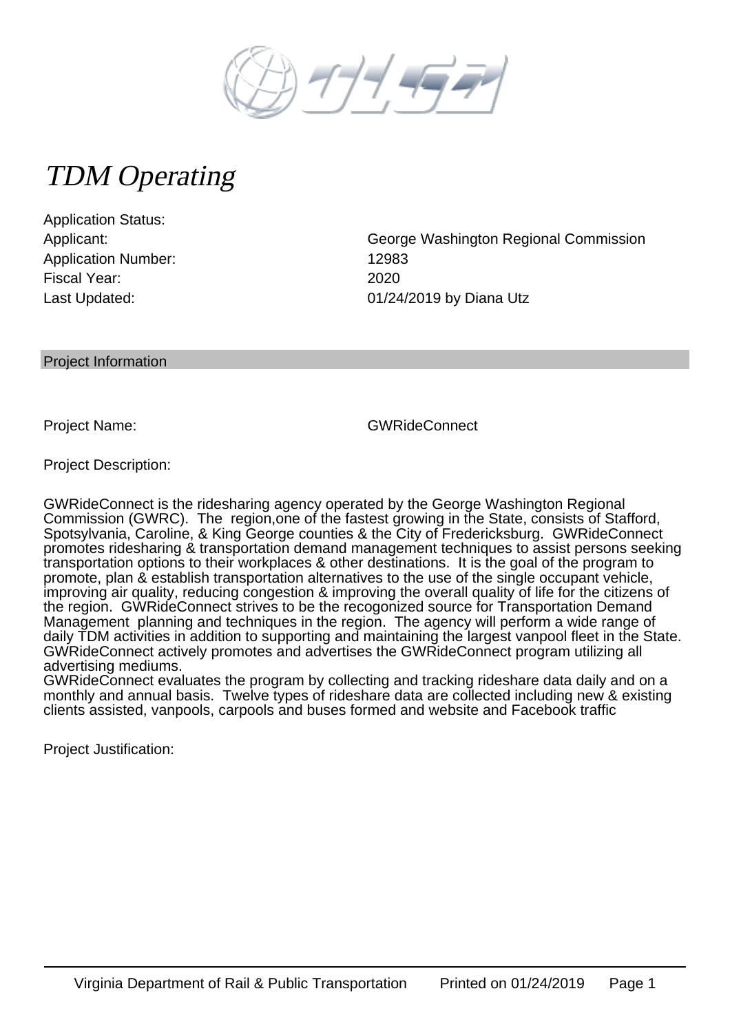# TDM Operating

| | |
|---|---|
| Application Status: | |
| Applicant: | George Washington Regional Commission |
| Application Number: | 12983 |
| Fiscal Year: | 2020 |
| Last Updated: | 01/24/2019 by Diana Utz |

## Project Information

Project Name: GWRideConnect

Project Description:

GWRideConnect is the ridesharing agency operated by the George Washington Regional Commission (GWRC). The region,one of the fastest growing in the State, consists of Stafford, Spotsylvania, Caroline, & King George counties & the City of Fredericksburg. GWRideConnect promotes ridesharing & transportation demand management techniques to assist persons seeking transportation options to their workplaces & other destinations. It is the goal of the program to promote, plan & establish transportation alternatives to the use of the single occupant vehicle, improving air quality, reducing congestion & improving the overall quality of life for the citizens of the region. GWRideConnect strives to be the recogonized source for Transportation Demand Management planning and techniques in the region. The agency will perform a wide range of daily TDM activities in addition to supporting and maintaining the largest vanpool fleet in the State. GWRideConnect actively promotes and advertises the GWRideConnect program utilizing all advertising mediums.
GWRideConnect evaluates the program by collecting and tracking rideshare data daily and on a monthly and annual basis. Twelve types of rideshare data are collected including new & existing clients assisted, vanpools, carpools and buses formed and website and Facebook traffic

Project Justification: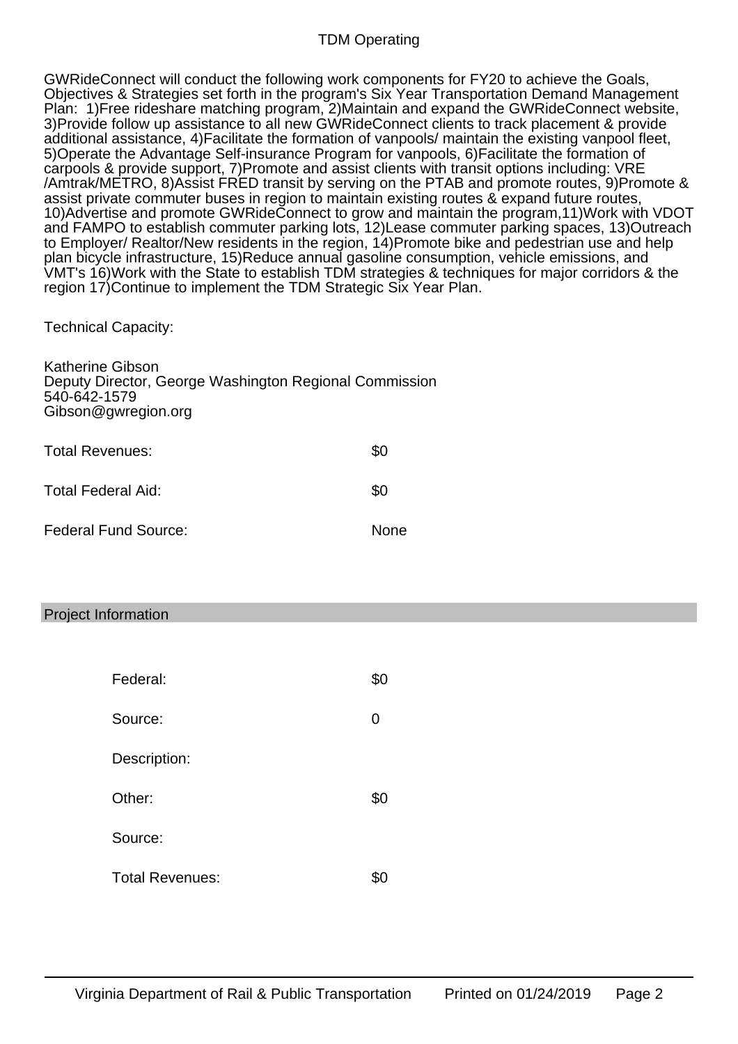## TDM Operating

GWRideConnect will conduct the following work components for FY20 to achieve the Goals, Objectives & Strategies set forth in the program's Six Year Transportation Demand Management Plan: 1)Free rideshare matching program, 2)Maintain and expand the GWRideConnect website, 3)Provide follow up assistance to all new GWRideConnect clients to track placement & provide additional assistance, 4)Facilitate the formation of vanpools/ maintain the existing vanpool fleet, 5)Operate the Advantage Self-insurance Program for vanpools, 6)Facilitate the formation of carpools & provide support, 7)Promote and assist clients with transit options including: VRE /Amtrak/METRO, 8)Assist FRED transit by serving on the PTAB and promote routes, 9)Promote & assist private commuter buses in region to maintain existing routes & expand future routes, 10)Advertise and promote GWRideConnect to grow and maintain the program,11)Work with VDOT and FAMPO to establish commuter parking lots, 12)Lease commuter parking spaces, 13)Outreach to Employer/ Realtor/New residents in the region, 14)Promote bike and pedestrian use and help plan bicycle infrastructure, 15)Reduce annual gasoline consumption, vehicle emissions, and VMT's 16)Work with the State to establish TDM strategies & techniques for major corridors & the region 17)Continue to implement the TDM Strategic Six Year Plan.

Technical Capacity:

Katherine Gibson
Deputy Director, George Washington Regional Commission
540-642-1579
Gibson@gwregion.org

| | |
|---|---|
| Total Revenues: | $0 |
| Total Federal Aid: | $0 |
| Federal Fund Source: | None |

### Project Information

| | |
|---|---|
| Federal: | $0 |
| Source: | 0 |
| Description: | |
| Other: | $0 |
| Source: | |
| Total Revenues: | $0 |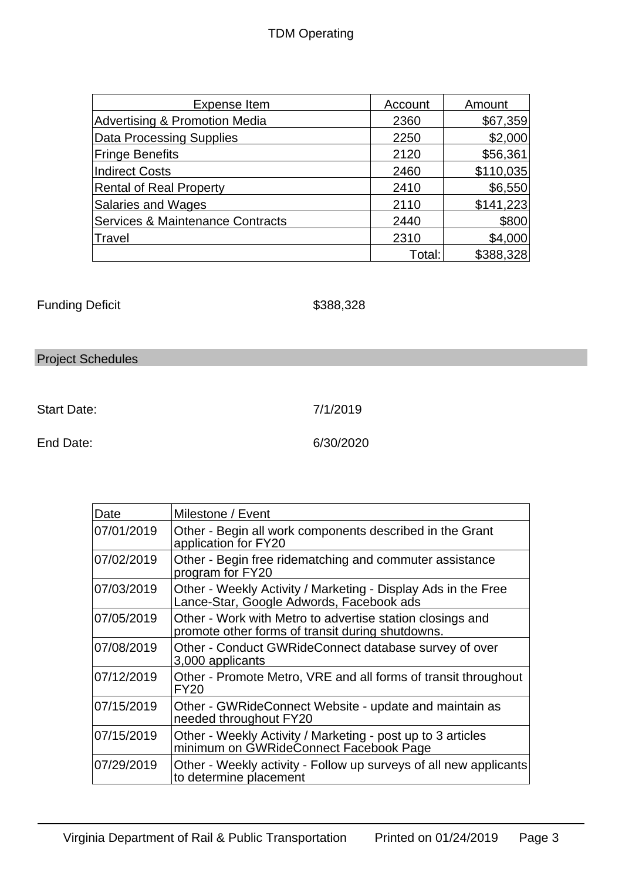## TDM Operating

| Expense Item | Account | Amount |
|---|---|---|
| Advertising & Promotion Media | 2360 | $67,359 |
| Data Processing Supplies | 2250 | $2,000 |
| Fringe Benefits | 2120 | $56,361 |
| Indirect Costs | 2460 | $110,035 |
| Rental of Real Property | 2410 | $6,550 |
| Salaries and Wages | 2110 | $141,223 |
| Services & Maintenance Contracts | 2440 | $800 |
| Travel | 2310 | $4,000 |
| | Total: | $388,328 |

Funding Deficit $388,328

## Project Schedules

Start Date: 7/1/2019

End Date: 6/30/2020

| Date | Milestone / Event |
|---|---|
| 07/01/2019 | Other - Begin all work components described in the Grant application for FY20 |
| 07/02/2019 | Other - Begin free ridematching and commuter assistance program for FY20 |
| 07/03/2019 | Other - Weekly Activity / Marketing - Display Ads in the Free Lance-Star, Google Adwords, Facebook ads |
| 07/05/2019 | Other - Work with Metro to advertise station closings and promote other forms of transit during shutdowns. |
| 07/08/2019 | Other - Conduct GWRideConnect database survey of over 3,000 applicants |
| 07/12/2019 | Other - Promote Metro, VRE and all forms of transit throughout FY20 |
| 07/15/2019 | Other - GWRideConnect Website - update and maintain as needed throughout FY20 |
| 07/15/2019 | Other - Weekly Activity / Marketing - post up to 3 articles minimum on GWRideConnect Facebook Page |
| 07/29/2019 | Other - Weekly activity - Follow up surveys of all new applicants to determine placement |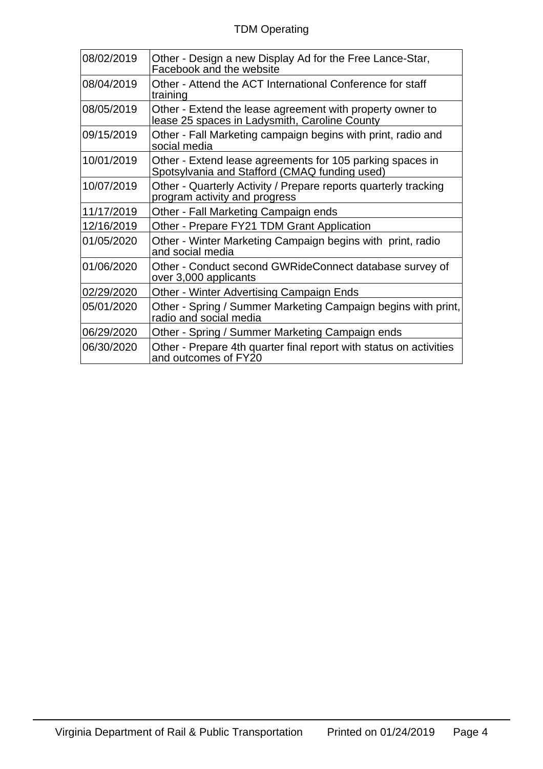TDM Operating

| | |
|---|---|
| 08/02/2019 | Other - Design a new Display Ad for the Free Lance-Star, Facebook and the website |
| 08/04/2019 | Other - Attend the ACT International Conference for staff training |
| 08/05/2019 | Other - Extend the lease agreement with property owner to lease 25 spaces in Ladysmith, Caroline County |
| 09/15/2019 | Other - Fall Marketing campaign begins with print, radio and social media |
| 10/01/2019 | Other - Extend lease agreements for 105 parking spaces in Spotsylvania and Stafford (CMAQ funding used) |
| 10/07/2019 | Other - Quarterly Activity / Prepare reports quarterly tracking program activity and progress |
| 11/17/2019 | Other - Fall Marketing Campaign ends |
| 12/16/2019 | Other - Prepare FY21 TDM Grant Application |
| 01/05/2020 | Other - Winter Marketing Campaign begins with print, radio and social media |
| 01/06/2020 | Other - Conduct second GWRideConnect database survey of over 3,000 applicants |
| 02/29/2020 | Other - Winter Advertising Campaign Ends |
| 05/01/2020 | Other - Spring / Summer Marketing Campaign begins with print, radio and social media |
| 06/29/2020 | Other - Spring / Summer Marketing Campaign ends |
| 06/30/2020 | Other - Prepare 4th quarter final report with status on activities and outcomes of FY20 |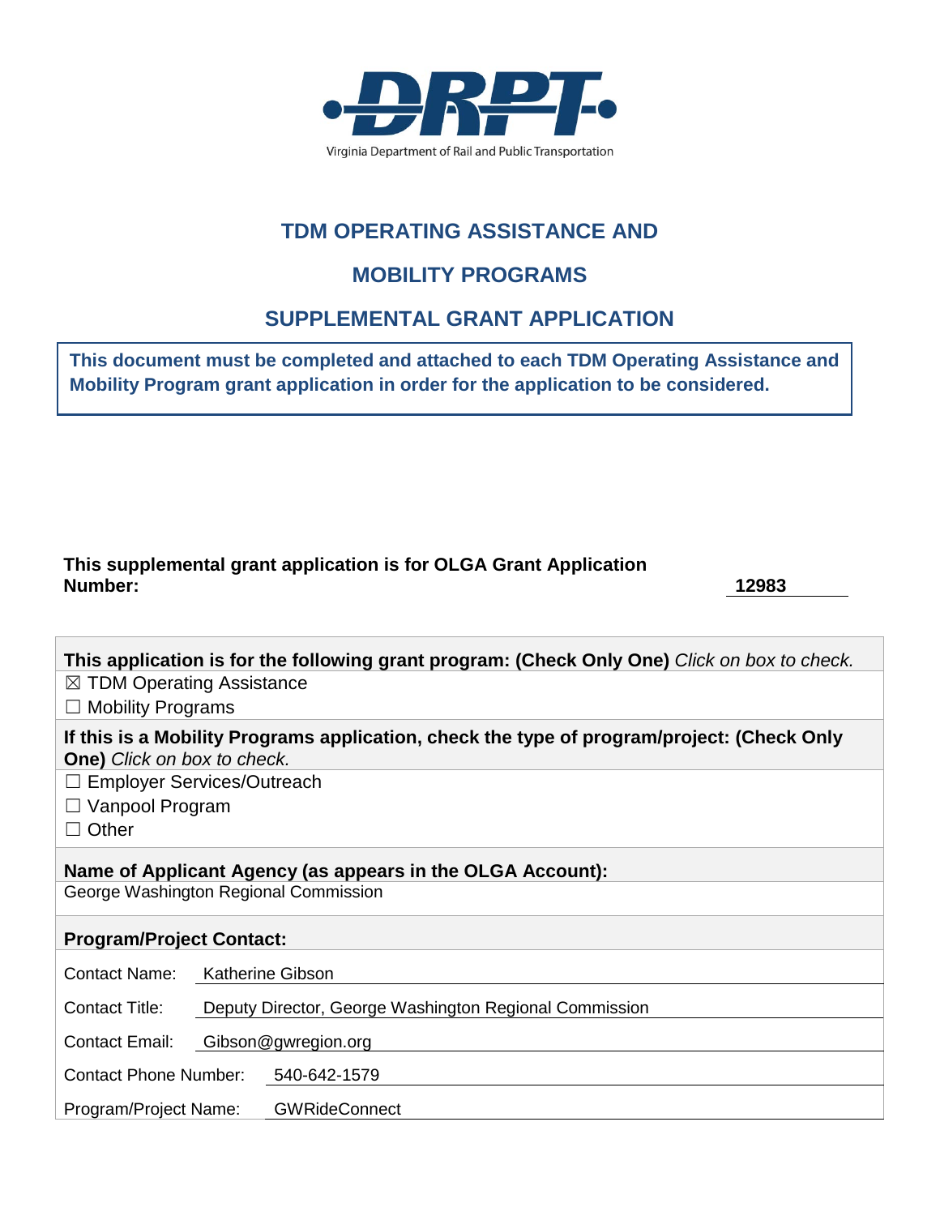DRPT

Virginia Department of Rail and Public Transportation

# TDM OPERATING ASSISTANCE AND

# MOBILITY PROGRAMS

# SUPPLEMENTAL GRANT APPLICATION

**This document must be completed and attached to each TDM Operating Assistance and Mobility Program grant application in order for the application to be considered.**

**This supplemental grant application is for OLGA Grant Application Number:** **12983**

**This application is for the following grant program: (Check Only One)** *Click on box to check.*

☒ TDM Operating Assistance

☐ Mobility Programs

**If this is a Mobility Programs application, check the type of program/project: (Check Only One)** *Click on box to check.*

☐ Employer Services/Outreach

☐ Vanpool Program

☐ Other

**Name of Applicant Agency (as appears in the OLGA Account):**

George Washington Regional Commission

**Program/Project Contact:**

Contact Name: Katherine Gibson

Contact Title: Deputy Director, George Washington Regional Commission

Contact Email: Gibson@gwregion.org

Contact Phone Number: 540-642-1579

Program/Project Name: GWRideConnect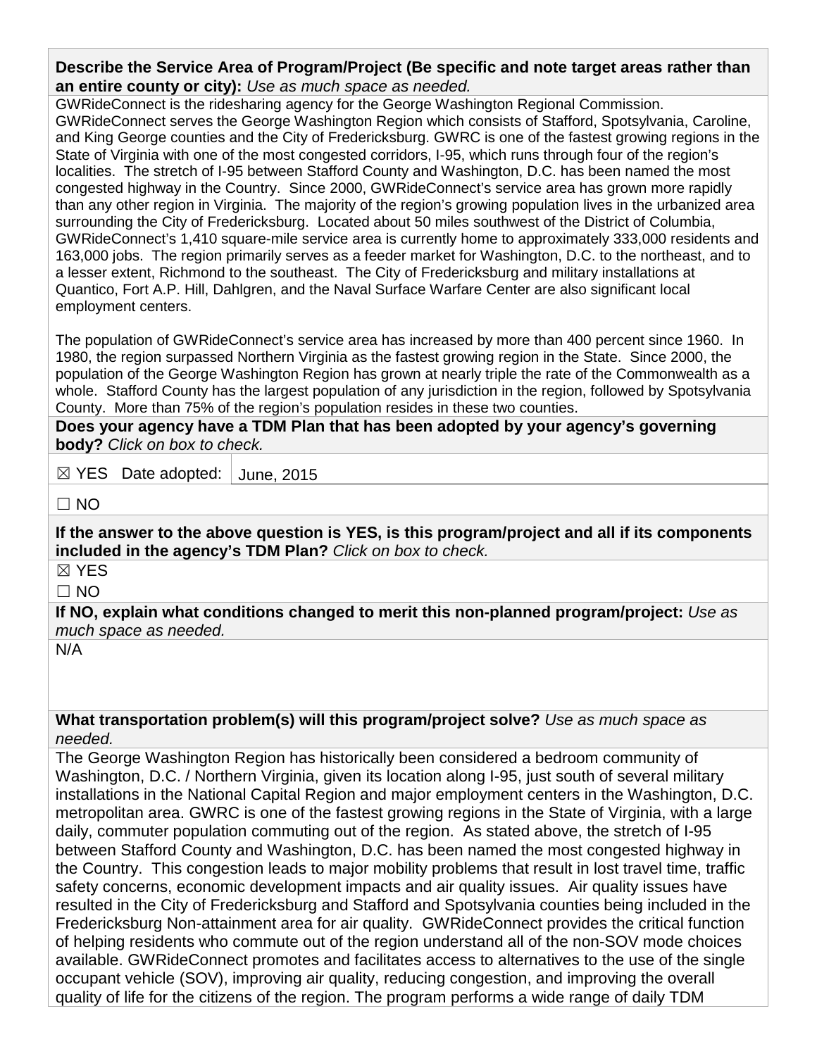**Describe the Service Area of Program/Project (Be specific and note target areas rather than an entire county or city):** *Use as much space as needed.*

GWRideConnect is the ridesharing agency for the George Washington Regional Commission. GWRideConnect serves the George Washington Region which consists of Stafford, Spotsylvania, Caroline, and King George counties and the City of Fredericksburg. GWRC is one of the fastest growing regions in the State of Virginia with one of the most congested corridors, I-95, which runs through four of the region's localities. The stretch of I-95 between Stafford County and Washington, D.C. has been named the most congested highway in the Country. Since 2000, GWRideConnect's service area has grown more rapidly than any other region in Virginia. The majority of the region's growing population lives in the urbanized area surrounding the City of Fredericksburg. Located about 50 miles southwest of the District of Columbia, GWRideConnect's 1,410 square-mile service area is currently home to approximately 333,000 residents and 163,000 jobs. The region primarily serves as a feeder market for Washington, D.C. to the northeast, and to a lesser extent, Richmond to the southeast. The City of Fredericksburg and military installations at Quantico, Fort A.P. Hill, Dahlgren, and the Naval Surface Warfare Center are also significant local employment centers.

The population of GWRideConnect's service area has increased by more than 400 percent since 1960. In 1980, the region surpassed Northern Virginia as the fastest growing region in the State. Since 2000, the population of the George Washington Region has grown at nearly triple the rate of the Commonwealth as a whole. Stafford County has the largest population of any jurisdiction in the region, followed by Spotsylvania County. More than 75% of the region's population resides in these two counties.

**Does your agency have a TDM Plan that has been adopted by your agency's governing body?** *Click on box to check.*

☒ YES Date adopted: June, 2015

☐ NO

**If the answer to the above question is YES, is this program/project and all if its components included in the agency's TDM Plan?** *Click on box to check.*

☒ YES

☐ NO

**If NO, explain what conditions changed to merit this non-planned program/project:** *Use as much space as needed.*

N/A

**What transportation problem(s) will this program/project solve?** *Use as much space as needed.*

The George Washington Region has historically been considered a bedroom community of Washington, D.C. / Northern Virginia, given its location along I-95, just south of several military installations in the National Capital Region and major employment centers in the Washington, D.C. metropolitan area. GWRC is one of the fastest growing regions in the State of Virginia, with a large daily, commuter population commuting out of the region. As stated above, the stretch of I-95 between Stafford County and Washington, D.C. has been named the most congested highway in the Country. This congestion leads to major mobility problems that result in lost travel time, traffic safety concerns, economic development impacts and air quality issues. Air quality issues have resulted in the City of Fredericksburg and Stafford and Spotsylvania counties being included in the Fredericksburg Non-attainment area for air quality. GWRideConnect provides the critical function of helping residents who commute out of the region understand all of the non-SOV mode choices available. GWRideConnect promotes and facilitates access to alternatives to the use of the single occupant vehicle (SOV), improving air quality, reducing congestion, and improving the overall quality of life for the citizens of the region. The program performs a wide range of daily TDM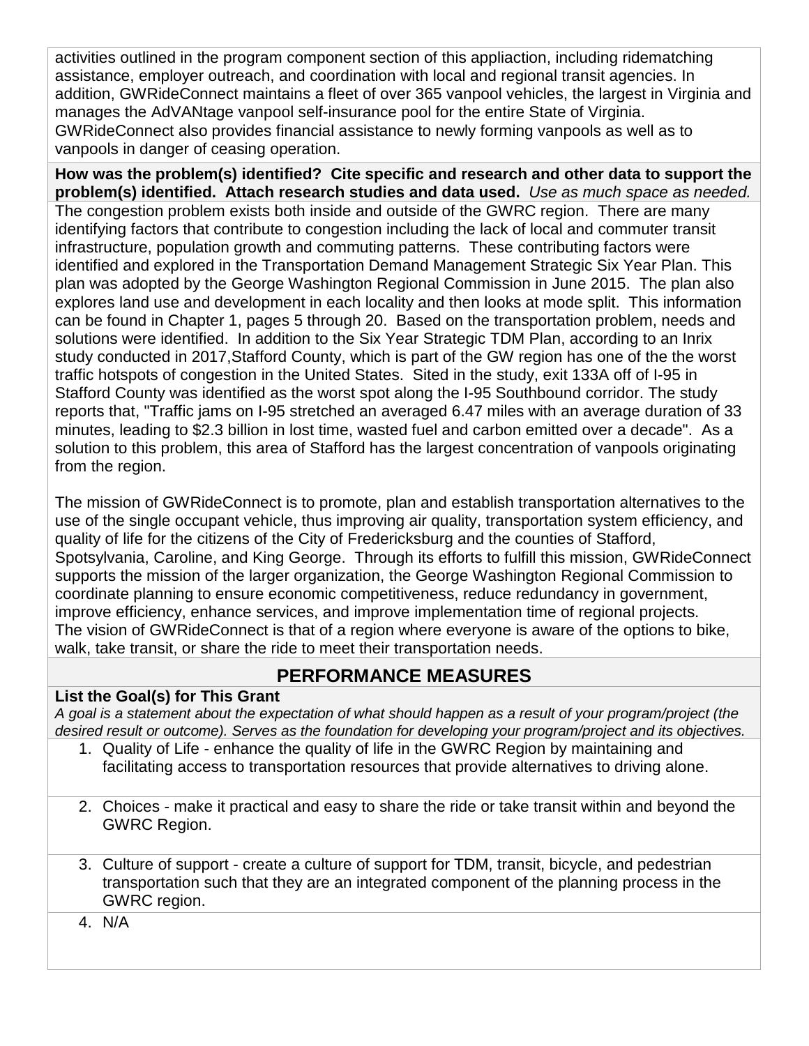activities outlined in the program component section of this appliaction, including ridematching assistance, employer outreach, and coordination with local and regional transit agencies. In addition, GWRideConnect maintains a fleet of over 365 vanpool vehicles, the largest in Virginia and manages the AdVANtage vanpool self-insurance pool for the entire State of Virginia. GWRideConnect also provides financial assistance to newly forming vanpools as well as to vanpools in danger of ceasing operation.

**How was the problem(s) identified? Cite specific and research and other data to support the problem(s) identified. Attach research studies and data used.** *Use as much space as needed.*

The congestion problem exists both inside and outside of the GWRC region. There are many identifying factors that contribute to congestion including the lack of local and commuter transit infrastructure, population growth and commuting patterns. These contributing factors were identified and explored in the Transportation Demand Management Strategic Six Year Plan. This plan was adopted by the George Washington Regional Commission in June 2015. The plan also explores land use and development in each locality and then looks at mode split. This information can be found in Chapter 1, pages 5 through 20. Based on the transportation problem, needs and solutions were identified. In addition to the Six Year Strategic TDM Plan, according to an Inrix study conducted in 2017,Stafford County, which is part of the GW region has one of the the worst traffic hotspots of congestion in the United States. Sited in the study, exit 133A off of I-95 in Stafford County was identified as the worst spot along the I-95 Southbound corridor. The study reports that, "Traffic jams on I-95 stretched an averaged 6.47 miles with an average duration of 33 minutes, leading to $2.3 billion in lost time, wasted fuel and carbon emitted over a decade". As a solution to this problem, this area of Stafford has the largest concentration of vanpools originating from the region.

The mission of GWRideConnect is to promote, plan and establish transportation alternatives to the use of the single occupant vehicle, thus improving air quality, transportation system efficiency, and quality of life for the citizens of the City of Fredericksburg and the counties of Stafford, Spotsylvania, Caroline, and King George. Through its efforts to fulfill this mission, GWRideConnect supports the mission of the larger organization, the George Washington Regional Commission to coordinate planning to ensure economic competitiveness, reduce redundancy in government, improve efficiency, enhance services, and improve implementation time of regional projects. The vision of GWRideConnect is that of a region where everyone is aware of the options to bike, walk, take transit, or share the ride to meet their transportation needs.

## PERFORMANCE MEASURES

**List the Goal(s) for This Grant**

*A goal is a statement about the expectation of what should happen as a result of your program/project (the desired result or outcome). Serves as the foundation for developing your program/project and its objectives.*

1. Quality of Life - enhance the quality of life in the GWRC Region by maintaining and facilitating access to transportation resources that provide alternatives to driving alone.
2. Choices - make it practical and easy to share the ride or take transit within and beyond the GWRC Region.
3. Culture of support - create a culture of support for TDM, transit, bicycle, and pedestrian transportation such that they are an integrated component of the planning process in the GWRC region.
4. N/A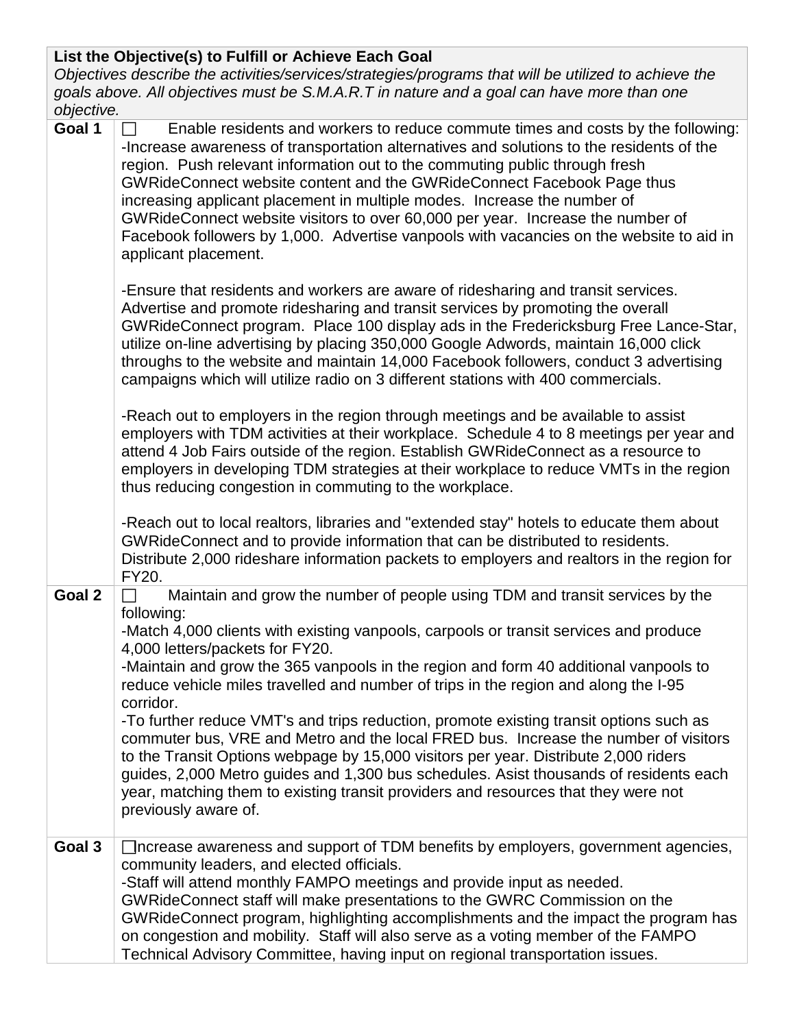<table>
<tr>
<th colspan="2"><b>List the Objective(s) to Fulfill or Achieve Each Goal</b><br><i>Objectives describe the activities/services/strategies/programs that will be utilized to achieve the goals above. All objectives must be S.M.A.R.T in nature and a goal can have more than one objective.</i></th>
</tr>
<tr>
<td><b>Goal 1</b></td>
<td>☐ Enable residents and workers to reduce commute times and costs by the following:<br>-Increase awareness of transportation alternatives and solutions to the residents of the region. Push relevant information out to the commuting public through fresh GWRideConnect website content and the GWRideConnect Facebook Page thus increasing applicant placement in multiple modes. Increase the number of GWRideConnect website visitors to over 60,000 per year. Increase the number of Facebook followers by 1,000. Advertise vanpools with vacancies on the website to aid in applicant placement.<br><br>-Ensure that residents and workers are aware of ridesharing and transit services. Advertise and promote ridesharing and transit services by promoting the overall GWRideConnect program. Place 100 display ads in the Fredericksburg Free Lance-Star, utilize on-line advertising by placing 350,000 Google Adwords, maintain 16,000 click throughs to the website and maintain 14,000 Facebook followers, conduct 3 advertising campaigns which will utilize radio on 3 different stations with 400 commercials.<br><br>-Reach out to employers in the region through meetings and be available to assist employers with TDM activities at their workplace. Schedule 4 to 8 meetings per year and attend 4 Job Fairs outside of the region. Establish GWRideConnect as a resource to employers in developing TDM strategies at their workplace to reduce VMTs in the region thus reducing congestion in commuting to the workplace.<br><br>-Reach out to local realtors, libraries and "extended stay" hotels to educate them about GWRideConnect and to provide information that can be distributed to residents. Distribute 2,000 rideshare information packets to employers and realtors in the region for FY20.</td>
</tr>
<tr>
<td><b>Goal 2</b></td>
<td>☐ Maintain and grow the number of people using TDM and transit services by the following:<br>-Match 4,000 clients with existing vanpools, carpools or transit services and produce 4,000 letters/packets for FY20.<br>-Maintain and grow the 365 vanpools in the region and form 40 additional vanpools to reduce vehicle miles travelled and number of trips in the region and along the I-95 corridor.<br>-To further reduce VMT's and trips reduction, promote existing transit options such as commuter bus, VRE and Metro and the local FRED bus. Increase the number of visitors to the Transit Options webpage by 15,000 visitors per year. Distribute 2,000 riders guides, 2,000 Metro guides and 1,300 bus schedules. Asist thousands of residents each year, matching them to existing transit providers and resources that they were not previously aware of.</td>
</tr>
<tr>
<td><b>Goal 3</b></td>
<td>☐Increase awareness and support of TDM benefits by employers, government agencies, community leaders, and elected officials.<br>-Staff will attend monthly FAMPO meetings and provide input as needed. GWRideConnect staff will make presentations to the GWRC Commission on the GWRideConnect program, highlighting accomplishments and the impact the program has on congestion and mobility. Staff will also serve as a voting member of the FAMPO Technical Advisory Committee, having input on regional transportation issues.</td>
</tr>
</table>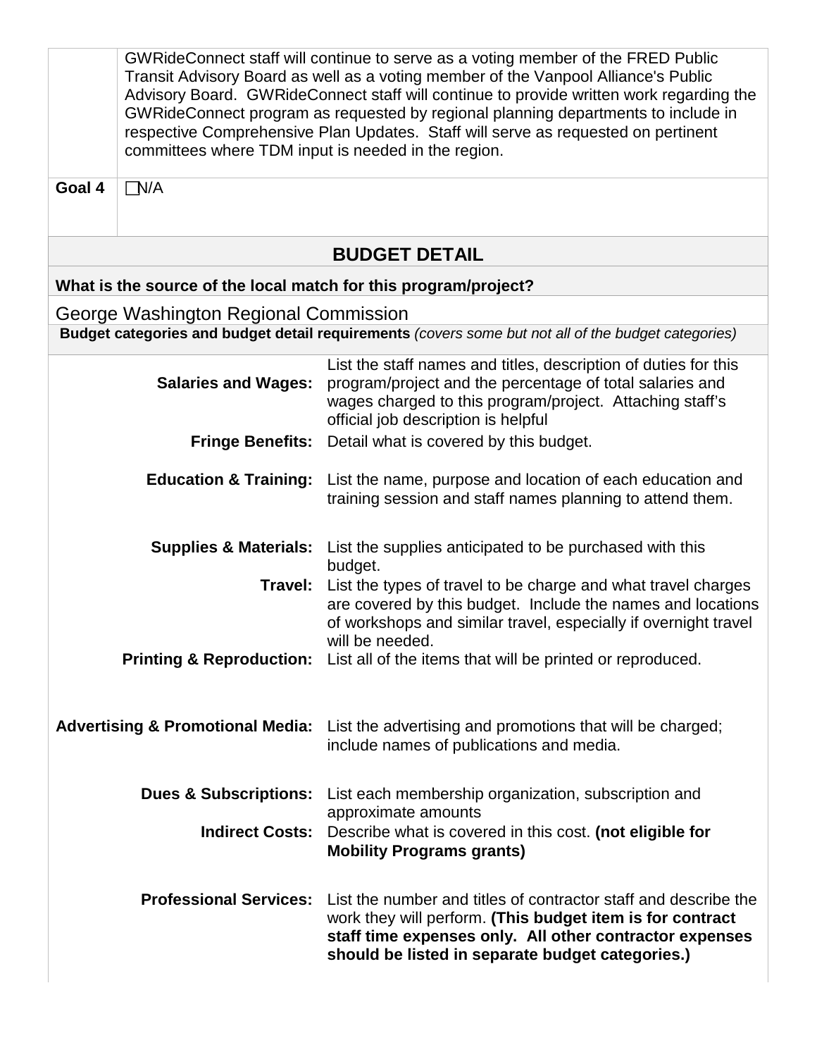| | |
|---|---|
| | GWRideConnect staff will continue to serve as a voting member of the FRED Public Transit Advisory Board as well as a voting member of the Vanpool Alliance's Public Advisory Board. GWRideConnect staff will continue to provide written work regarding the GWRideConnect program as requested by regional planning departments to include in respective Comprehensive Plan Updates. Staff will serve as requested on pertinent committees where TDM input is needed in the region. |
| **Goal 4** | ☐N/A |

## BUDGET DETAIL

**What is the source of the local match for this program/project?**

George Washington Regional Commission

**Budget categories and budget detail requirements** *(covers some but not all of the budget categories)*

| | |
|---|---|
| **Salaries and Wages:** | List the staff names and titles, description of duties for this program/project and the percentage of total salaries and wages charged to this program/project. Attaching staff's official job description is helpful |
| **Fringe Benefits:** | Detail what is covered by this budget. |
| **Education & Training:** | List the name, purpose and location of each education and training session and staff names planning to attend them. |
| **Supplies & Materials:** | List the supplies anticipated to be purchased with this budget. |
| **Travel:** | List the types of travel to be charge and what travel charges are covered by this budget. Include the names and locations of workshops and similar travel, especially if overnight travel will be needed. |
| **Printing & Reproduction:** | List all of the items that will be printed or reproduced. |
| **Advertising & Promotional Media:** | List the advertising and promotions that will be charged; include names of publications and media. |
| **Dues & Subscriptions:** | List each membership organization, subscription and approximate amounts |
| **Indirect Costs:** | Describe what is covered in this cost. **(not eligible for Mobility Programs grants)** |
| **Professional Services:** | List the number and titles of contractor staff and describe the work they will perform. **(This budget item is for contract staff time expenses only. All other contractor expenses should be listed in separate budget categories.)** |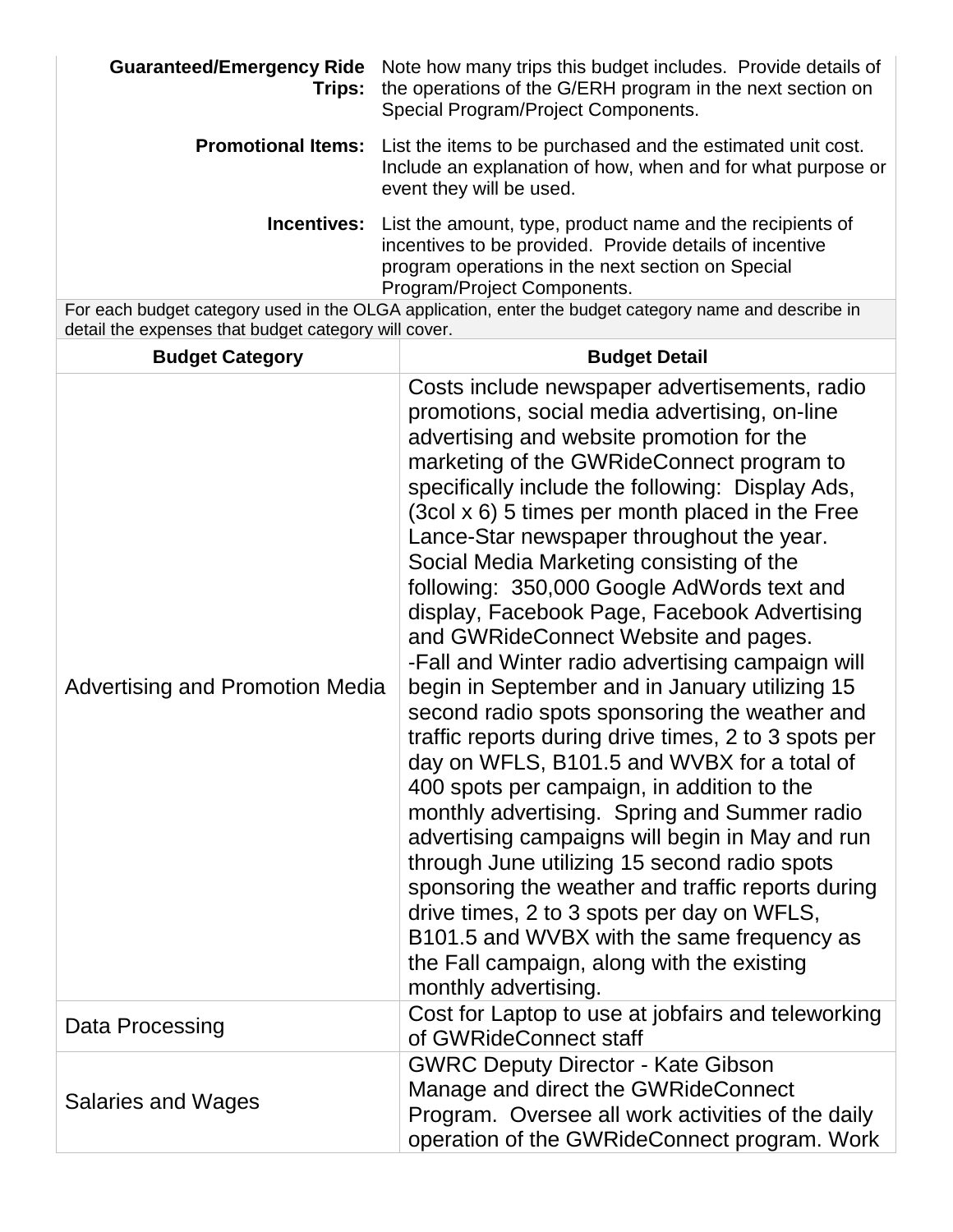| | |
|---|---|
| **Guaranteed/Emergency Ride Trips:** | Note how many trips this budget includes. Provide details of the operations of the G/ERH program in the next section on Special Program/Project Components. |
| **Promotional Items:** | List the items to be purchased and the estimated unit cost. Include an explanation of how, when and for what purpose or event they will be used. |
| **Incentives:** | List the amount, type, product name and the recipients of incentives to be provided. Provide details of incentive program operations in the next section on Special Program/Project Components. |

For each budget category used in the OLGA application, enter the budget category name and describe in detail the expenses that budget category will cover.

| Budget Category | Budget Detail |
|---|---|
| Advertising and Promotion Media | Costs include newspaper advertisements, radio promotions, social media advertising, on-line advertising and website promotion for the marketing of the GWRideConnect program to specifically include the following: Display Ads, (3col x 6) 5 times per month placed in the Free Lance-Star newspaper throughout the year. Social Media Marketing consisting of the following: 350,000 Google AdWords text and display, Facebook Page, Facebook Advertising and GWRideConnect Website and pages. -Fall and Winter radio advertising campaign will begin in September and in January utilizing 15 second radio spots sponsoring the weather and traffic reports during drive times, 2 to 3 spots per day on WFLS, B101.5 and WVBX for a total of 400 spots per campaign, in addition to the monthly advertising. Spring and Summer radio advertising campaigns will begin in May and run through June utilizing 15 second radio spots sponsoring the weather and traffic reports during drive times, 2 to 3 spots per day on WFLS, B101.5 and WVBX with the same frequency as the Fall campaign, along with the existing monthly advertising. |
| Data Processing | Cost for Laptop to use at jobfairs and teleworking of GWRideConnect staff |
| Salaries and Wages | GWRC Deputy Director - Kate Gibson Manage and direct the GWRideConnect Program. Oversee all work activities of the daily operation of the GWRideConnect program. Work |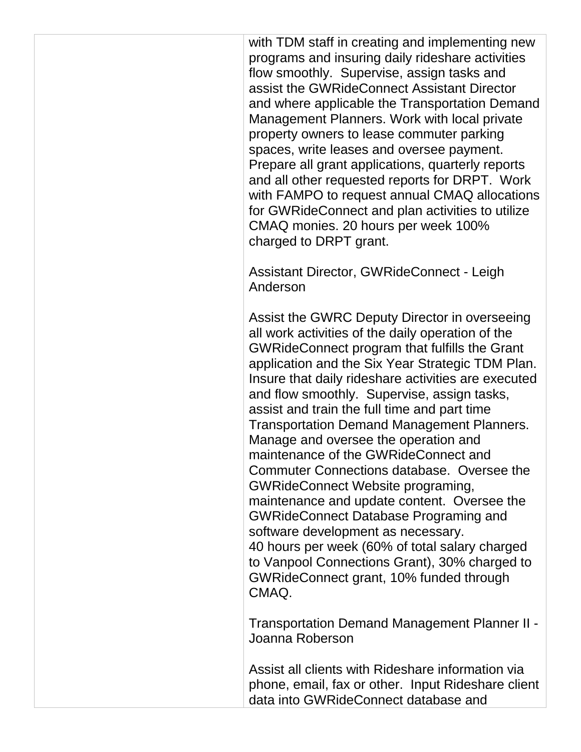| | with TDM staff in creating and implementing new programs and insuring daily rideshare activities flow smoothly. Supervise, assign tasks and assist the GWRideConnect Assistant Director and where applicable the Transportation Demand Management Planners. Work with local private property owners to lease commuter parking spaces, write leases and oversee payment. Prepare all grant applications, quarterly reports and all other requested reports for DRPT. Work with FAMPO to request annual CMAQ allocations for GWRideConnect and plan activities to utilize CMAQ monies. 20 hours per week 100% charged to DRPT grant.<br><br>Assistant Director, GWRideConnect - Leigh Anderson<br><br>Assist the GWRC Deputy Director in overseeing all work activities of the daily operation of the GWRideConnect program that fulfills the Grant application and the Six Year Strategic TDM Plan. Insure that daily rideshare activities are executed and flow smoothly. Supervise, assign tasks, assist and train the full time and part time Transportation Demand Management Planners. Manage and oversee the operation and maintenance of the GWRideConnect and Commuter Connections database. Oversee the GWRideConnect Website programing, maintenance and update content. Oversee the GWRideConnect Database Programing and software development as necessary.<br>40 hours per week (60% of total salary charged to Vanpool Connections Grant), 30% charged to GWRideConnect grant, 10% funded through CMAQ.<br><br>Transportation Demand Management Planner II - Joanna Roberson<br><br>Assist all clients with Rideshare information via phone, email, fax or other. Input Rideshare client data into GWRideConnect database and |
|---|---|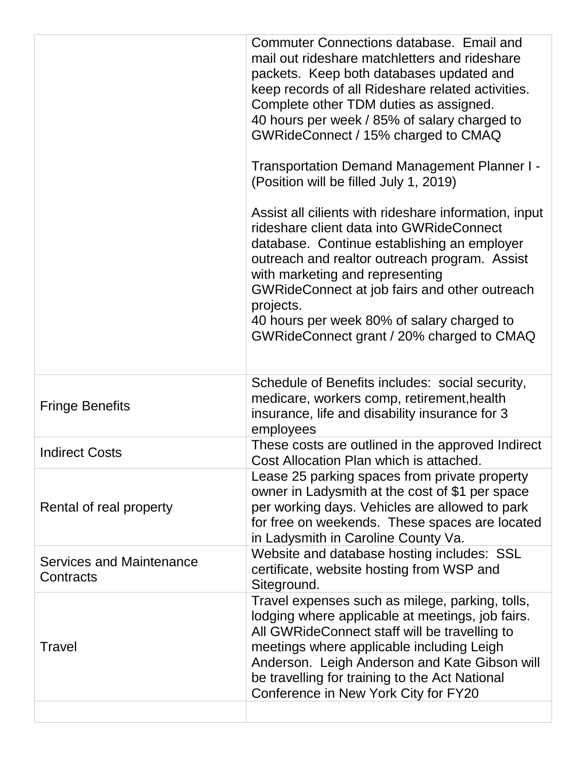| | |
|---|---|
| | Commuter Connections database. Email and mail out rideshare matchletters and rideshare packets. Keep both databases updated and keep records of all Rideshare related activities. Complete other TDM duties as assigned.<br>40 hours per week / 85% of salary charged to GWRideConnect / 15% charged to CMAQ<br><br>Transportation Demand Management Planner I - (Position will be filled July 1, 2019)<br><br>Assist all cilients with rideshare information, input rideshare client data into GWRideConnect database. Continue establishing an employer outreach and realtor outreach program. Assist with marketing and representing GWRideConnect at job fairs and other outreach projects.<br>40 hours per week 80% of salary charged to GWRideConnect grant / 20% charged to CMAQ |
| Fringe Benefits | Schedule of Benefits includes: social security, medicare, workers comp, retirement,health insurance, life and disability insurance for 3 employees |
| Indirect Costs | These costs are outlined in the approved Indirect Cost Allocation Plan which is attached. |
| Rental of real property | Lease 25 parking spaces from private property owner in Ladysmith at the cost of $1 per space per working days. Vehicles are allowed to park for free on weekends. These spaces are located in Ladysmith in Caroline County Va. |
| Services and Maintenance Contracts | Website and database hosting includes: SSL certificate, website hosting from WSP and Siteground. |
| Travel | Travel expenses such as milege, parking, tolls, lodging where applicable at meetings, job fairs. All GWRideConnect staff will be travelling to meetings where applicable including Leigh Anderson. Leigh Anderson and Kate Gibson will be travelling for training to the Act National Conference in New York City for FY20 |
| | |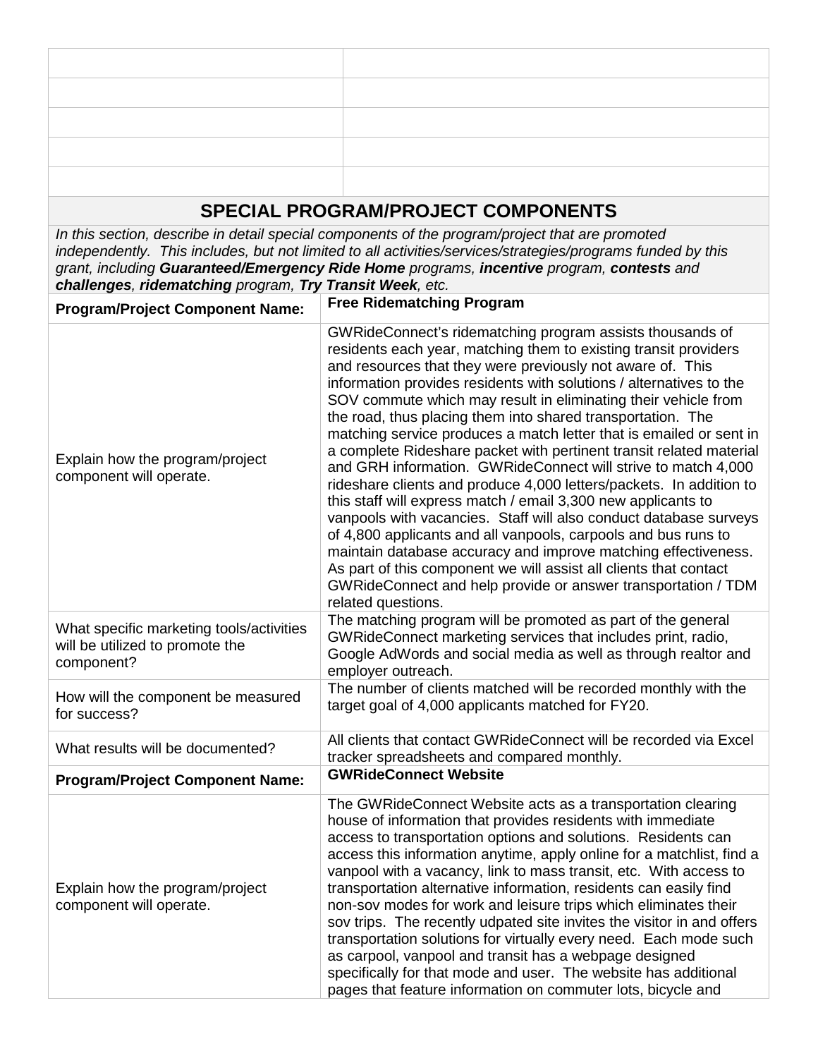| | |
|---|---|
| | |
| | |
| | |
| | |
| | |

## SPECIAL PROGRAM/PROJECT COMPONENTS

*In this section, describe in detail special components of the program/project that are promoted independently. This includes, but not limited to all activities/services/strategies/programs funded by this grant, including **Guaranteed/Emergency Ride Home** programs, **incentive** program, **contests** and **challenges**, **ridematching** program, **Try Transit Week**, etc.*

| **Program/Project Component Name:** | **Free Ridematching Program** |
|---|---|
| Explain how the program/project component will operate. | GWRideConnect's ridematching program assists thousands of residents each year, matching them to existing transit providers and resources that they were previously not aware of. This information provides residents with solutions / alternatives to the SOV commute which may result in eliminating their vehicle from the road, thus placing them into shared transportation. The matching service produces a match letter that is emailed or sent in a complete Rideshare packet with pertinent transit related material and GRH information. GWRideConnect will strive to match 4,000 rideshare clients and produce 4,000 letters/packets. In addition to this staff will express match / email 3,300 new applicants to vanpools with vacancies. Staff will also conduct database surveys of 4,800 applicants and all vanpools, carpools and bus runs to maintain database accuracy and improve matching effectiveness. As part of this component we will assist all clients that contact GWRideConnect and help provide or answer transportation / TDM related questions. |
| What specific marketing tools/activities will be utilized to promote the component? | The matching program will be promoted as part of the general GWRideConnect marketing services that includes print, radio, Google AdWords and social media as well as through realtor and employer outreach. |
| How will the component be measured for success? | The number of clients matched will be recorded monthly with the target goal of 4,000 applicants matched for FY20. |
| What results will be documented? | All clients that contact GWRideConnect will be recorded via Excel tracker spreadsheets and compared monthly. |
| **Program/Project Component Name:** | **GWRideConnect Website** |
| Explain how the program/project component will operate. | The GWRideConnect Website acts as a transportation clearing house of information that provides residents with immediate access to transportation options and solutions. Residents can access this information anytime, apply online for a matchlist, find a vanpool with a vacancy, link to mass transit, etc. With access to transportation alternative information, residents can easily find non-sov modes for work and leisure trips which eliminates their sov trips. The recently udpated site invites the visitor in and offers transportation solutions for virtually every need. Each mode such as carpool, vanpool and transit has a webpage designed specifically for that mode and user. The website has additional pages that feature information on commuter lots, bicycle and |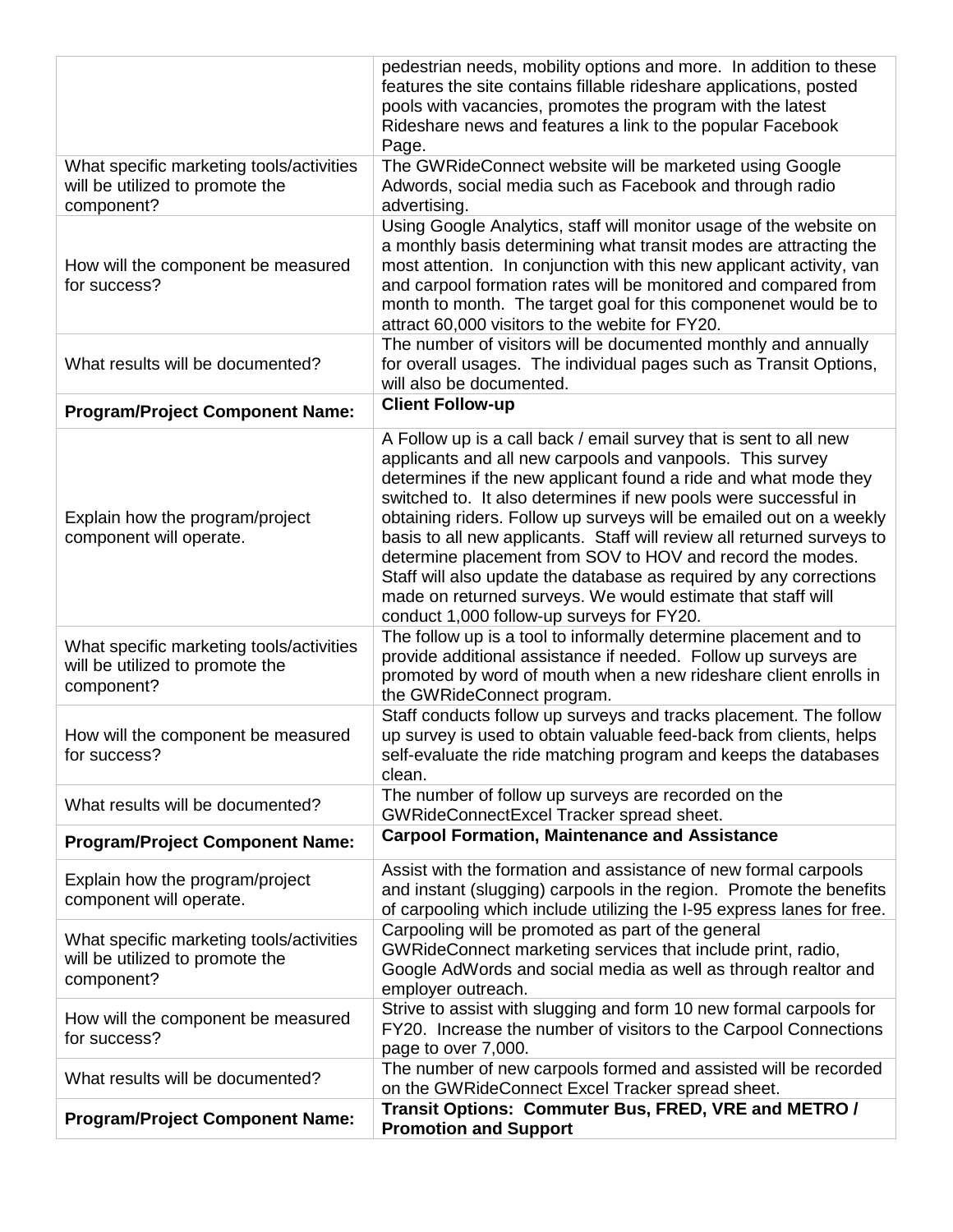|  |  |
| --- | --- |
|  | pedestrian needs, mobility options and more. In addition to these features the site contains fillable rideshare applications, posted pools with vacancies, promotes the program with the latest Rideshare news and features a link to the popular Facebook Page. |
| What specific marketing tools/activities will be utilized to promote the component? | The GWRideConnect website will be marketed using Google Adwords, social media such as Facebook and through radio advertising. |
| How will the component be measured for success? | Using Google Analytics, staff will monitor usage of the website on a monthly basis determining what transit modes are attracting the most attention. In conjunction with this new applicant activity, van and carpool formation rates will be monitored and compared from month to month. The target goal for this componenet would be to attract 60,000 visitors to the webite for FY20. |
| What results will be documented? | The number of visitors will be documented monthly and annually for overall usages. The individual pages such as Transit Options, will also be documented. |
| **Program/Project Component Name:** | **Client Follow-up** |
| Explain how the program/project component will operate. | A Follow up is a call back / email survey that is sent to all new applicants and all new carpools and vanpools. This survey determines if the new applicant found a ride and what mode they switched to. It also determines if new pools were successful in obtaining riders. Follow up surveys will be emailed out on a weekly basis to all new applicants. Staff will review all returned surveys to determine placement from SOV to HOV and record the modes. Staff will also update the database as required by any corrections made on returned surveys. We would estimate that staff will conduct 1,000 follow-up surveys for FY20. |
| What specific marketing tools/activities will be utilized to promote the component? | The follow up is a tool to informally determine placement and to provide additional assistance if needed. Follow up surveys are promoted by word of mouth when a new rideshare client enrolls in the GWRideConnect program. |
| How will the component be measured for success? | Staff conducts follow up surveys and tracks placement. The follow up survey is used to obtain valuable feed-back from clients, helps self-evaluate the ride matching program and keeps the databases clean. |
| What results will be documented? | The number of follow up surveys are recorded on the GWRideConnectExcel Tracker spread sheet. |
| **Program/Project Component Name:** | **Carpool Formation, Maintenance and Assistance** |
| Explain how the program/project component will operate. | Assist with the formation and assistance of new formal carpools and instant (slugging) carpools in the region. Promote the benefits of carpooling which include utilizing the I-95 express lanes for free. |
| What specific marketing tools/activities will be utilized to promote the component? | Carpooling will be promoted as part of the general GWRideConnect marketing services that include print, radio, Google AdWords and social media as well as through realtor and employer outreach. |
| How will the component be measured for success? | Strive to assist with slugging and form 10 new formal carpools for FY20. Increase the number of visitors to the Carpool Connections page to over 7,000. |
| What results will be documented? | The number of new carpools formed and assisted will be recorded on the GWRideConnect Excel Tracker spread sheet. |
| **Program/Project Component Name:** | **Transit Options: Commuter Bus, FRED, VRE and METRO / Promotion and Support** |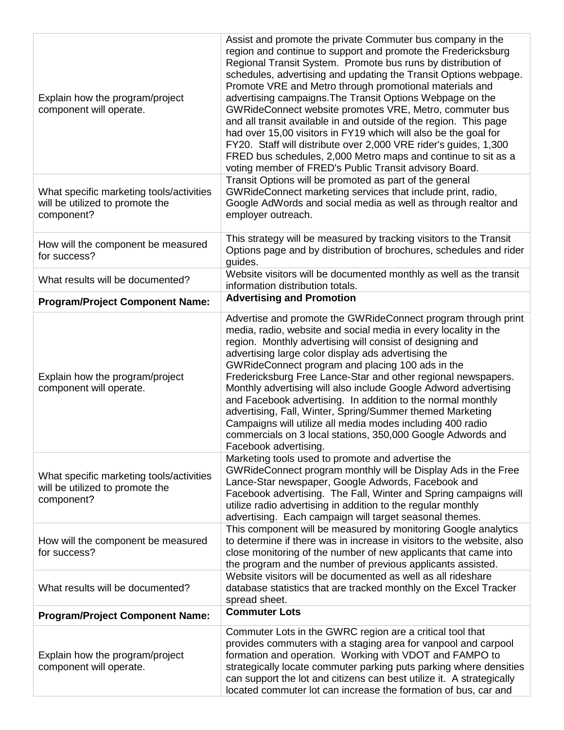| | |
|---|---|
| Explain how the program/project component will operate. | Assist and promote the private Commuter bus company in the region and continue to support and promote the Fredericksburg Regional Transit System. Promote bus runs by distribution of schedules, advertising and updating the Transit Options webpage. Promote VRE and Metro through promotional materials and advertising campaigns.The Transit Options Webpage on the GWRideConnect website promotes VRE, Metro, commuter bus and all transit available in and outside of the region. This page had over 15,00 visitors in FY19 which will also be the goal for FY20. Staff will distribute over 2,000 VRE rider's guides, 1,300 FRED bus schedules, 2,000 Metro maps and continue to sit as a voting member of FRED's Public Transit advisory Board. |
| What specific marketing tools/activities will be utilized to promote the component? | Transit Options will be promoted as part of the general GWRideConnect marketing services that include print, radio, Google AdWords and social media as well as through realtor and employer outreach. |
| How will the component be measured for success? | This strategy will be measured by tracking visitors to the Transit Options page and by distribution of brochures, schedules and rider guides. |
| What results will be documented? | Website visitors will be documented monthly as well as the transit information distribution totals. |
| **Program/Project Component Name:** | **Advertising and Promotion** |
| Explain how the program/project component will operate. | Advertise and promote the GWRideConnect program through print media, radio, website and social media in every locality in the region. Monthly advertising will consist of designing and advertising large color display ads advertising the GWRideConnect program and placing 100 ads in the Fredericksburg Free Lance-Star and other regional newspapers. Monthly advertising will also include Google Adword advertising and Facebook advertising. In addition to the normal monthly advertising, Fall, Winter, Spring/Summer themed Marketing Campaigns will utilize all media modes including 400 radio commercials on 3 local stations, 350,000 Google Adwords and Facebook advertising. |
| What specific marketing tools/activities will be utilized to promote the component? | Marketing tools used to promote and advertise the GWRideConnect program monthly will be Display Ads in the Free Lance-Star newspaper, Google Adwords, Facebook and Facebook advertising. The Fall, Winter and Spring campaigns will utilize radio advertising in addition to the regular monthly advertising. Each campaign will target seasonal themes. |
| How will the component be measured for success? | This component will be measured by monitoring Google analytics to determine if there was in increase in visitors to the website, also close monitoring of the number of new applicants that came into the program and the number of previous applicants assisted. |
| What results will be documented? | Website visitors will be documented as well as all rideshare database statistics that are tracked monthly on the Excel Tracker spread sheet. |
| **Program/Project Component Name:** | **Commuter Lots** |
| Explain how the program/project component will operate. | Commuter Lots in the GWRC region are a critical tool that provides commuters with a staging area for vanpool and carpool formation and operation. Working with VDOT and FAMPO to strategically locate commuter parking puts parking where densities can support the lot and citizens can best utilize it. A strategically located commuter lot can increase the formation of bus, car and |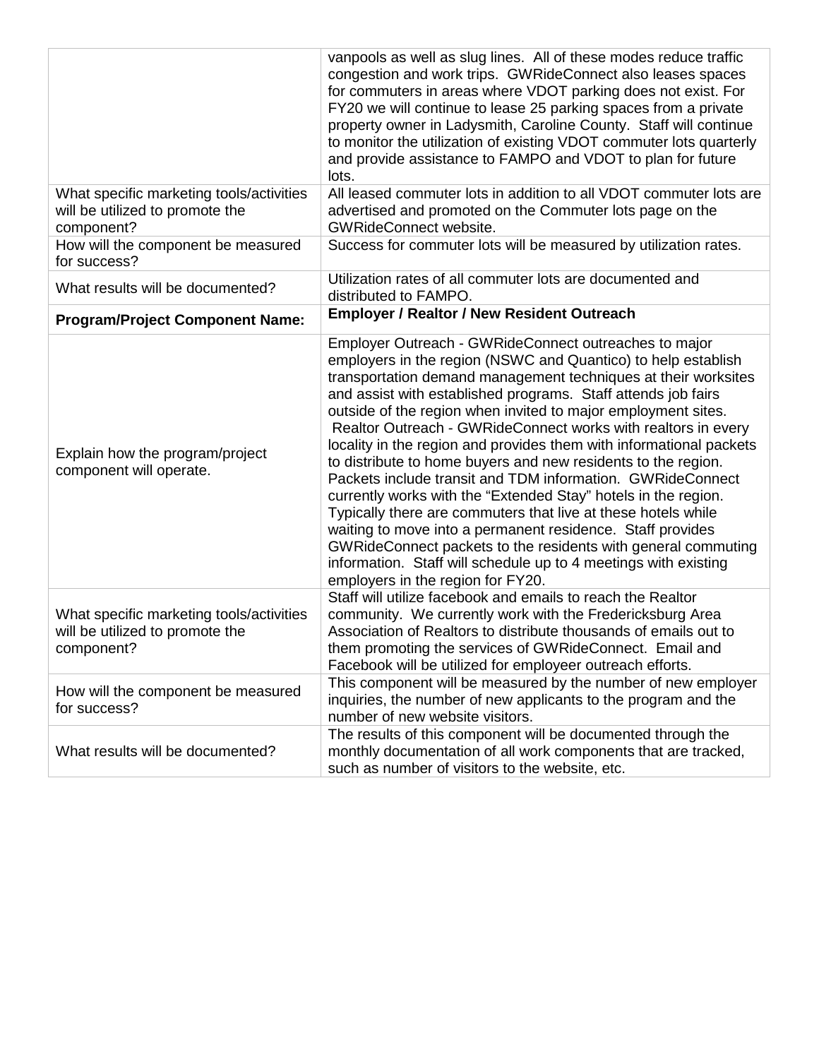| | |
|---|---|
| | vanpools as well as slug lines. All of these modes reduce traffic congestion and work trips. GWRideConnect also leases spaces for commuters in areas where VDOT parking does not exist. For FY20 we will continue to lease 25 parking spaces from a private property owner in Ladysmith, Caroline County. Staff will continue to monitor the utilization of existing VDOT commuter lots quarterly and provide assistance to FAMPO and VDOT to plan for future lots. |
| What specific marketing tools/activities will be utilized to promote the component? | All leased commuter lots in addition to all VDOT commuter lots are advertised and promoted on the Commuter lots page on the GWRideConnect website. |
| How will the component be measured for success? | Success for commuter lots will be measured by utilization rates. |
| What results will be documented? | Utilization rates of all commuter lots are documented and distributed to FAMPO. |
| **Program/Project Component Name:** | **Employer / Realtor / New Resident Outreach** |
| Explain how the program/project component will operate. | Employer Outreach - GWRideConnect outreaches to major employers in the region (NSWC and Quantico) to help establish transportation demand management techniques at their worksites and assist with established programs. Staff attends job fairs outside of the region when invited to major employment sites. Realtor Outreach - GWRideConnect works with realtors in every locality in the region and provides them with informational packets to distribute to home buyers and new residents to the region. Packets include transit and TDM information. GWRideConnect currently works with the "Extended Stay" hotels in the region. Typically there are commuters that live at these hotels while waiting to move into a permanent residence. Staff provides GWRideConnect packets to the residents with general commuting information. Staff will schedule up to 4 meetings with existing employers in the region for FY20. |
| What specific marketing tools/activities will be utilized to promote the component? | Staff will utilize facebook and emails to reach the Realtor community. We currently work with the Fredericksburg Area Association of Realtors to distribute thousands of emails out to them promoting the services of GWRideConnect. Email and Facebook will be utilized for employeer outreach efforts. |
| How will the component be measured for success? | This component will be measured by the number of new employer inquiries, the number of new applicants to the program and the number of new website visitors. |
| What results will be documented? | The results of this component will be documented through the monthly documentation of all work components that are tracked, such as number of visitors to the website, etc. |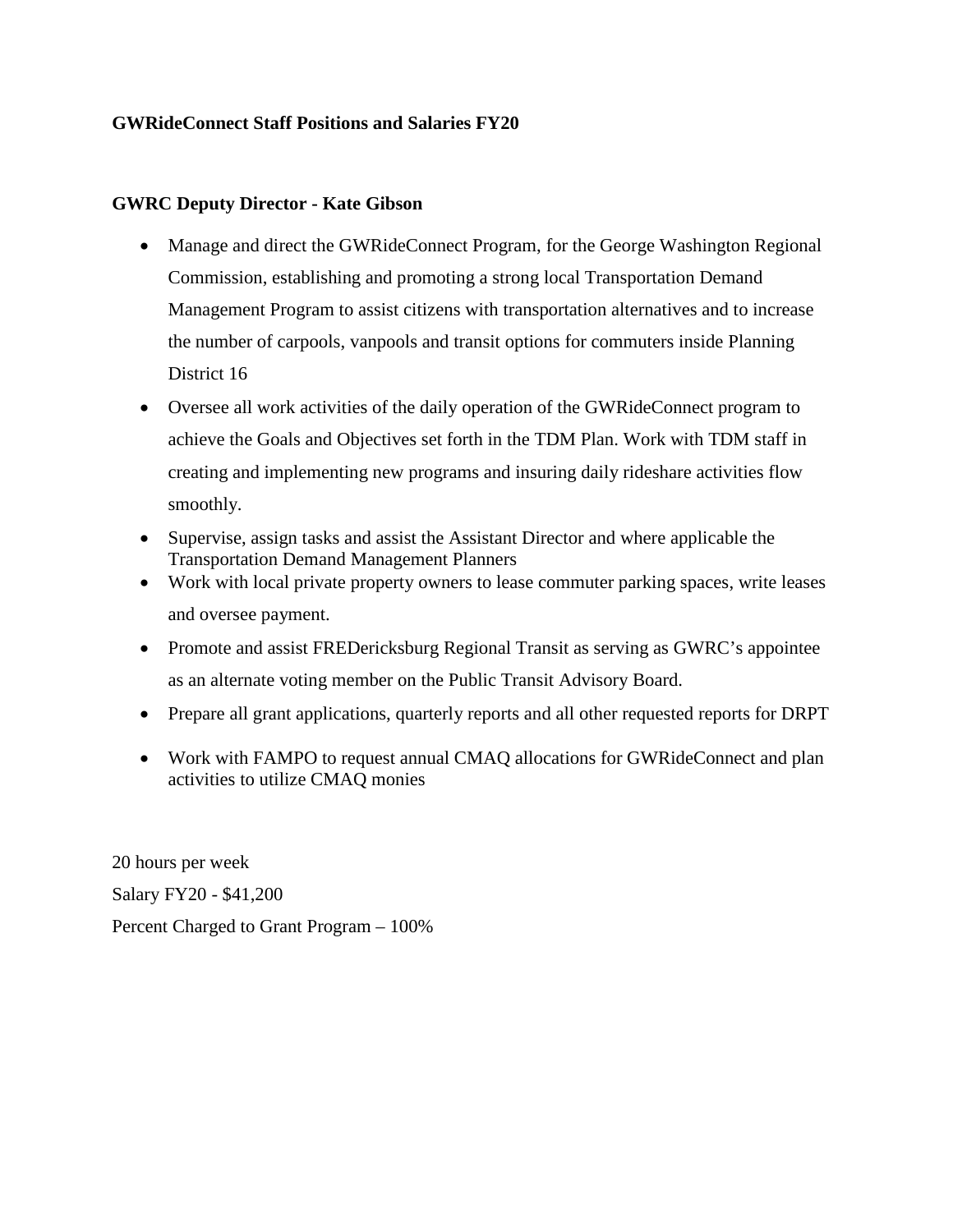**GWRideConnect Staff Positions and Salaries FY20**

**GWRC Deputy Director - Kate Gibson**

- Manage and direct the GWRideConnect Program, for the George Washington Regional Commission, establishing and promoting a strong local Transportation Demand Management Program to assist citizens with transportation alternatives and to increase the number of carpools, vanpools and transit options for commuters inside Planning District 16
- Oversee all work activities of the daily operation of the GWRideConnect program to achieve the Goals and Objectives set forth in the TDM Plan. Work with TDM staff in creating and implementing new programs and insuring daily rideshare activities flow smoothly.
- Supervise, assign tasks and assist the Assistant Director and where applicable the Transportation Demand Management Planners
- Work with local private property owners to lease commuter parking spaces, write leases and oversee payment.
- Promote and assist FREDericksburg Regional Transit as serving as GWRC's appointee as an alternate voting member on the Public Transit Advisory Board.
- Prepare all grant applications, quarterly reports and all other requested reports for DRPT
- Work with FAMPO to request annual CMAQ allocations for GWRideConnect and plan activities to utilize CMAQ monies

20 hours per week

Salary FY20 - $41,200

Percent Charged to Grant Program – 100%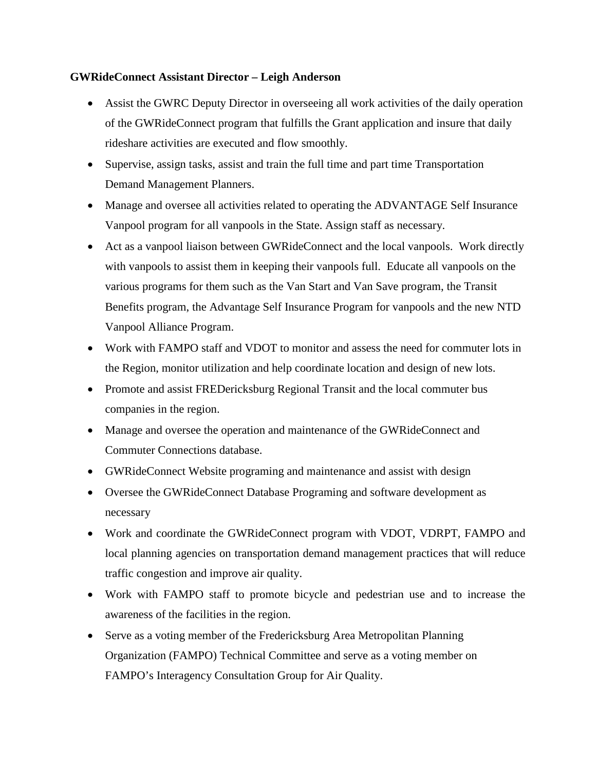**GWRideConnect Assistant Director – Leigh Anderson**

- Assist the GWRC Deputy Director in overseeing all work activities of the daily operation of the GWRideConnect program that fulfills the Grant application and insure that daily rideshare activities are executed and flow smoothly.
- Supervise, assign tasks, assist and train the full time and part time Transportation Demand Management Planners.
- Manage and oversee all activities related to operating the ADVANTAGE Self Insurance Vanpool program for all vanpools in the State. Assign staff as necessary.
- Act as a vanpool liaison between GWRideConnect and the local vanpools. Work directly with vanpools to assist them in keeping their vanpools full. Educate all vanpools on the various programs for them such as the Van Start and Van Save program, the Transit Benefits program, the Advantage Self Insurance Program for vanpools and the new NTD Vanpool Alliance Program.
- Work with FAMPO staff and VDOT to monitor and assess the need for commuter lots in the Region, monitor utilization and help coordinate location and design of new lots.
- Promote and assist FREDericksburg Regional Transit and the local commuter bus companies in the region.
- Manage and oversee the operation and maintenance of the GWRideConnect and Commuter Connections database.
- GWRideConnect Website programing and maintenance and assist with design
- Oversee the GWRideConnect Database Programing and software development as necessary
- Work and coordinate the GWRideConnect program with VDOT, VDRPT, FAMPO and local planning agencies on transportation demand management practices that will reduce traffic congestion and improve air quality.
- Work with FAMPO staff to promote bicycle and pedestrian use and to increase the awareness of the facilities in the region.
- Serve as a voting member of the Fredericksburg Area Metropolitan Planning Organization (FAMPO) Technical Committee and serve as a voting member on FAMPO's Interagency Consultation Group for Air Quality.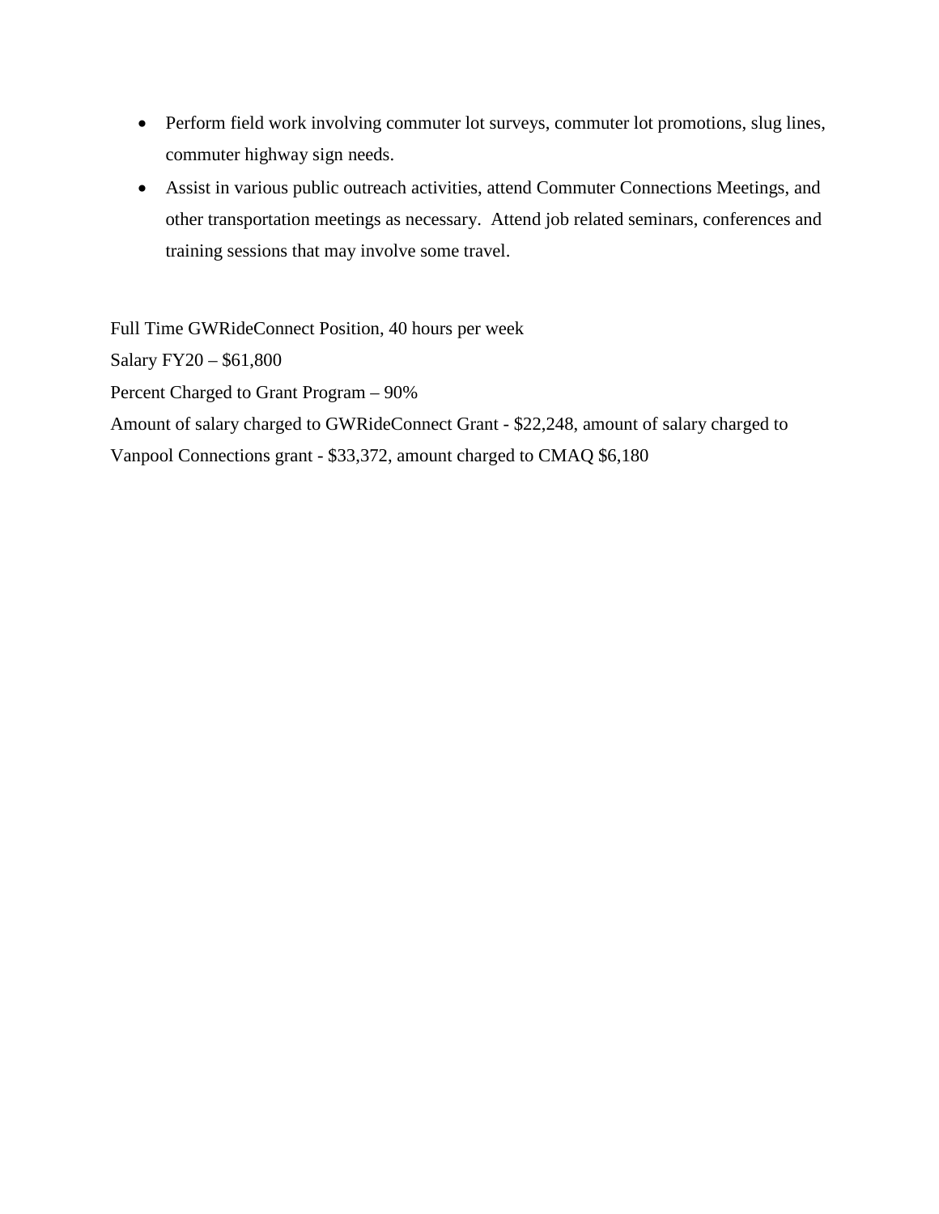- Perform field work involving commuter lot surveys, commuter lot promotions, slug lines, commuter highway sign needs.
- Assist in various public outreach activities, attend Commuter Connections Meetings, and other transportation meetings as necessary. Attend job related seminars, conferences and training sessions that may involve some travel.

Full Time GWRideConnect Position, 40 hours per week

Salary FY20 – $61,800

Percent Charged to Grant Program – 90%

Amount of salary charged to GWRideConnect Grant - $22,248, amount of salary charged to Vanpool Connections grant - $33,372, amount charged to CMAQ $6,180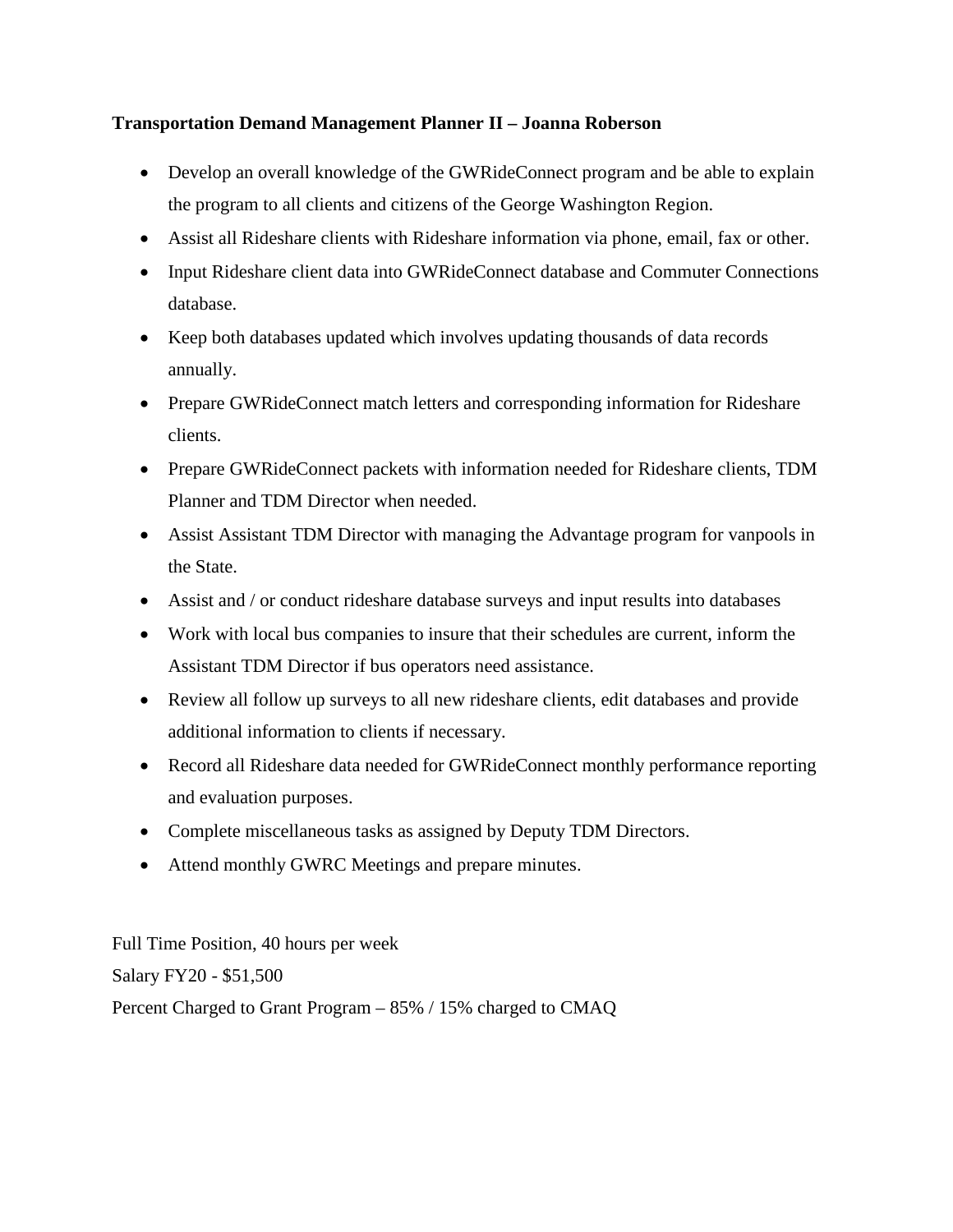**Transportation Demand Management Planner II – Joanna Roberson**

- Develop an overall knowledge of the GWRideConnect program and be able to explain the program to all clients and citizens of the George Washington Region.
- Assist all Rideshare clients with Rideshare information via phone, email, fax or other.
- Input Rideshare client data into GWRideConnect database and Commuter Connections database.
- Keep both databases updated which involves updating thousands of data records annually.
- Prepare GWRideConnect match letters and corresponding information for Rideshare clients.
- Prepare GWRideConnect packets with information needed for Rideshare clients, TDM Planner and TDM Director when needed.
- Assist Assistant TDM Director with managing the Advantage program for vanpools in the State.
- Assist and / or conduct rideshare database surveys and input results into databases
- Work with local bus companies to insure that their schedules are current, inform the Assistant TDM Director if bus operators need assistance.
- Review all follow up surveys to all new rideshare clients, edit databases and provide additional information to clients if necessary.
- Record all Rideshare data needed for GWRideConnect monthly performance reporting and evaluation purposes.
- Complete miscellaneous tasks as assigned by Deputy TDM Directors.
- Attend monthly GWRC Meetings and prepare minutes.

Full Time Position, 40 hours per week

Salary FY20 - $51,500

Percent Charged to Grant Program – 85% / 15% charged to CMAQ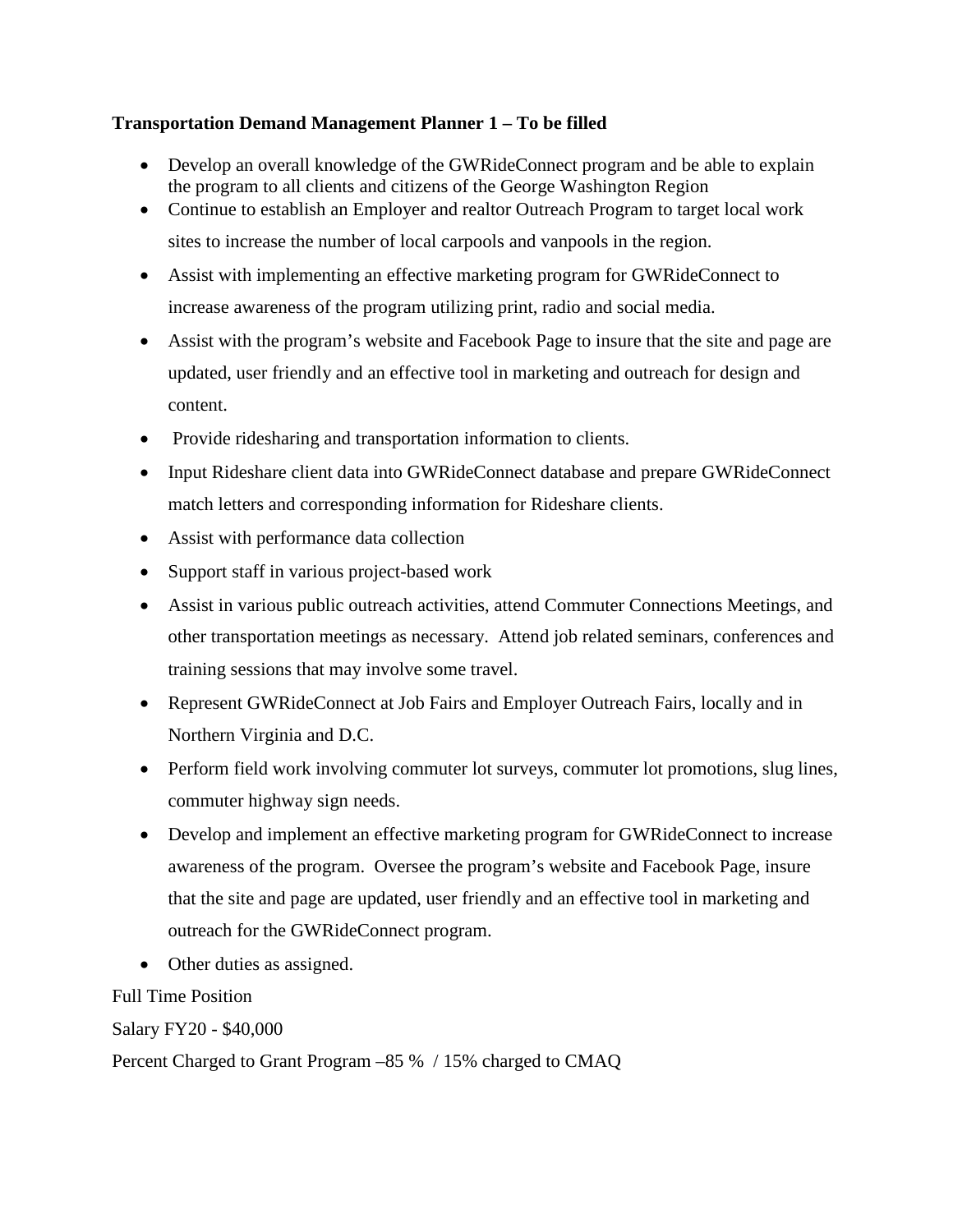**Transportation Demand Management Planner 1 – To be filled**

- Develop an overall knowledge of the GWRideConnect program and be able to explain the program to all clients and citizens of the George Washington Region
- Continue to establish an Employer and realtor Outreach Program to target local work sites to increase the number of local carpools and vanpools in the region.
- Assist with implementing an effective marketing program for GWRideConnect to increase awareness of the program utilizing print, radio and social media.
- Assist with the program's website and Facebook Page to insure that the site and page are updated, user friendly and an effective tool in marketing and outreach for design and content.
- Provide ridesharing and transportation information to clients.
- Input Rideshare client data into GWRideConnect database and prepare GWRideConnect match letters and corresponding information for Rideshare clients.
- Assist with performance data collection
- Support staff in various project-based work
- Assist in various public outreach activities, attend Commuter Connections Meetings, and other transportation meetings as necessary. Attend job related seminars, conferences and training sessions that may involve some travel.
- Represent GWRideConnect at Job Fairs and Employer Outreach Fairs, locally and in Northern Virginia and D.C.
- Perform field work involving commuter lot surveys, commuter lot promotions, slug lines, commuter highway sign needs.
- Develop and implement an effective marketing program for GWRideConnect to increase awareness of the program. Oversee the program's website and Facebook Page, insure that the site and page are updated, user friendly and an effective tool in marketing and outreach for the GWRideConnect program.
- Other duties as assigned.

Full Time Position

Salary FY20 - $40,000

Percent Charged to Grant Program –85 % / 15% charged to CMAQ